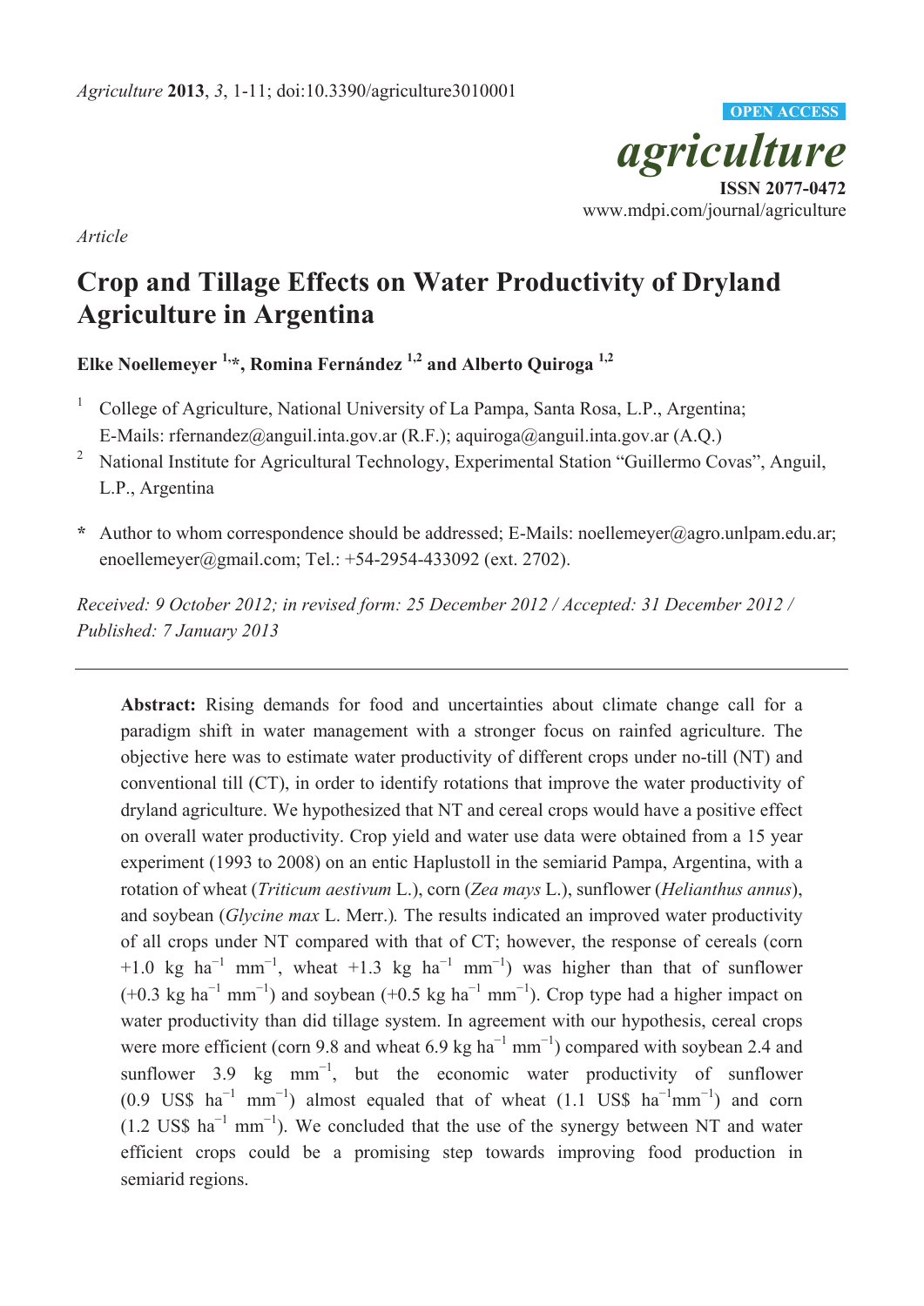*Agriculture* **2013**, *3*, 1-11; doi:10.3390/agriculture3010001

**OPEN ACCESS**

# *agriculture*

**ISSN 2077-0472**
www.mdpi.com/journal/agriculture

*Article*

# Crop and Tillage Effects on Water Productivity of Dryland Agriculture in Argentina

**Elke Noellemeyer [1,*], Romina Fernández [1,2] and Alberto Quiroga [1,2]**

[1] College of Agriculture, National University of La Pampa, Santa Rosa, L.P., Argentina; E-Mails: rfernandez@anguil.inta.gov.ar (R.F.); aquiroga@anguil.inta.gov.ar (A.Q.)

[2] National Institute for Agricultural Technology, Experimental Station "Guillermo Covas", Anguil, L.P., Argentina

[*] Author to whom correspondence should be addressed; E-Mails: noellemeyer@agro.unlpam.edu.ar; enoellemeyer@gmail.com; Tel.: +54-2954-433092 (ext. 2702).

*Received: 9 October 2012; in revised form: 25 December 2012 / Accepted: 31 December 2012 / Published: 7 January 2013*

---

**Abstract:** Rising demands for food and uncertainties about climate change call for a paradigm shift in water management with a stronger focus on rainfed agriculture. The objective here was to estimate water productivity of different crops under no-till (NT) and conventional till (CT), in order to identify rotations that improve the water productivity of dryland agriculture. We hypothesized that NT and cereal crops would have a positive effect on overall water productivity. Crop yield and water use data were obtained from a 15 year experiment (1993 to 2008) on an entic Haplustoll in the semiarid Pampa, Argentina, with a rotation of wheat (*Triticum aestivum* L.), corn (*Zea mays* L.), sunflower (*Helianthus annus*), and soybean (*Glycine max* L. Merr.)*.* The results indicated an improved water productivity of all crops under NT compared with that of CT; however, the response of cereals (corn +1.0 kg $ha^{-1}$ $mm^{-1}$, wheat +1.3 kg $ha^{-1}$ $mm^{-1}$) was higher than that of sunflower (+0.3 kg $ha^{-1}$ $mm^{-1}$) and soybean (+0.5 kg $ha^{-1}$ $mm^{-1}$). Crop type had a higher impact on water productivity than did tillage system. In agreement with our hypothesis, cereal crops were more efficient (corn 9.8 and wheat 6.9 kg $ha^{-1}$ $mm^{-1}$) compared with soybean 2.4 and sunflower 3.9 kg $mm^{-1}$, but the economic water productivity of sunflower (0.9 US$ $ha^{-1}$ $mm^{-1}$) almost equaled that of wheat (1.1 US$ $ha^{-1}mm^{-1}$) and corn (1.2 US$ $ha^{-1}$ $mm^{-1}$). We concluded that the use of the synergy between NT and water efficient crops could be a promising step towards improving food production in semiarid regions.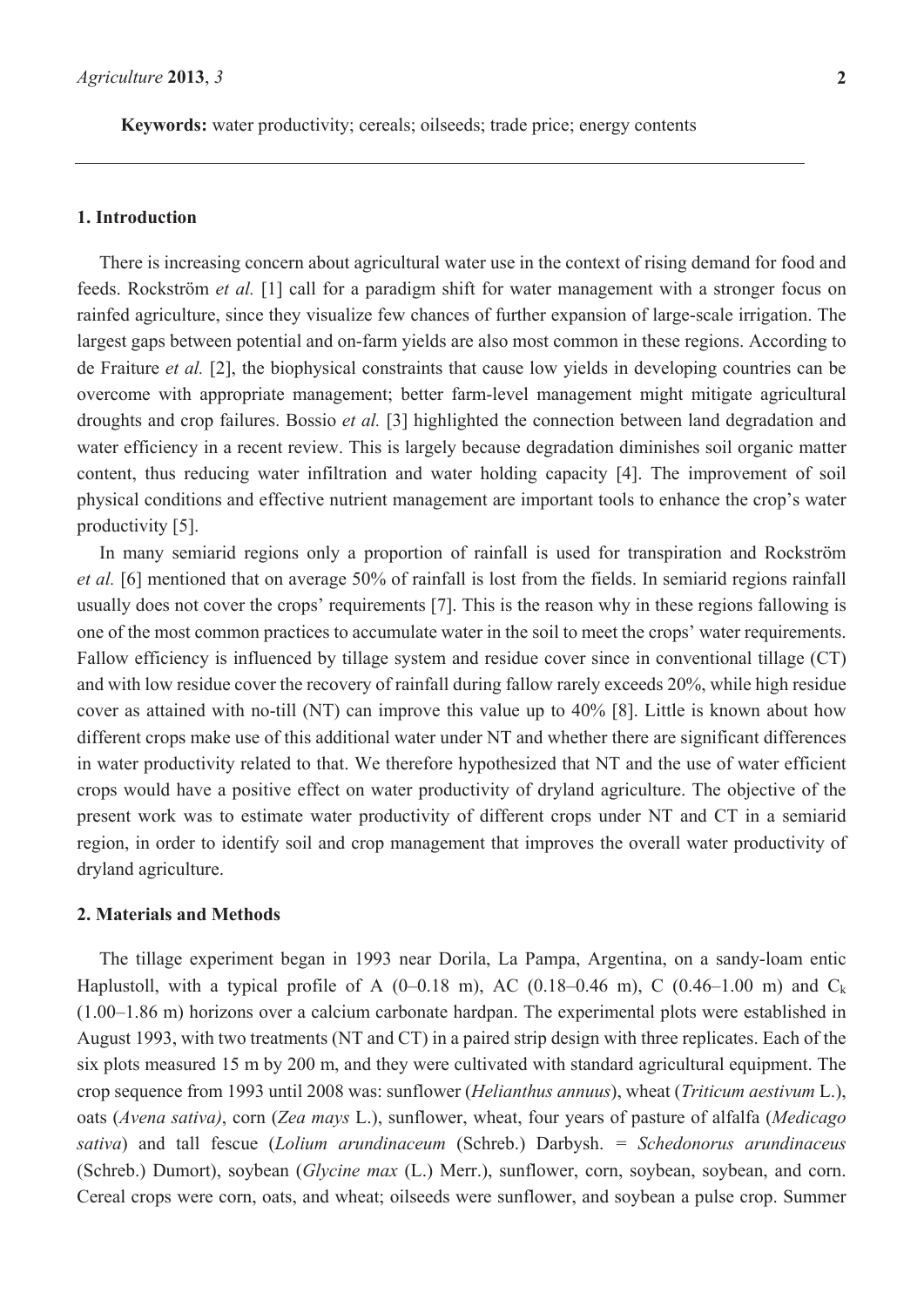**Keywords:** water productivity; cereals; oilseeds; trade price; energy contents

## 1. Introduction

There is increasing concern about agricultural water use in the context of rising demand for food and feeds. Rockström *et al.* [1] call for a paradigm shift for water management with a stronger focus on rainfed agriculture, since they visualize few chances of further expansion of large-scale irrigation. The largest gaps between potential and on-farm yields are also most common in these regions. According to de Fraiture *et al.* [2], the biophysical constraints that cause low yields in developing countries can be overcome with appropriate management; better farm-level management might mitigate agricultural droughts and crop failures. Bossio *et al.* [3] highlighted the connection between land degradation and water efficiency in a recent review. This is largely because degradation diminishes soil organic matter content, thus reducing water infiltration and water holding capacity [4]. The improvement of soil physical conditions and effective nutrient management are important tools to enhance the crop's water productivity [5].

In many semiarid regions only a proportion of rainfall is used for transpiration and Rockström *et al.* [6] mentioned that on average 50% of rainfall is lost from the fields. In semiarid regions rainfall usually does not cover the crops' requirements [7]. This is the reason why in these regions fallowing is one of the most common practices to accumulate water in the soil to meet the crops' water requirements. Fallow efficiency is influenced by tillage system and residue cover since in conventional tillage (CT) and with low residue cover the recovery of rainfall during fallow rarely exceeds 20%, while high residue cover as attained with no-till (NT) can improve this value up to 40% [8]. Little is known about how different crops make use of this additional water under NT and whether there are significant differences in water productivity related to that. We therefore hypothesized that NT and the use of water efficient crops would have a positive effect on water productivity of dryland agriculture. The objective of the present work was to estimate water productivity of different crops under NT and CT in a semiarid region, in order to identify soil and crop management that improves the overall water productivity of dryland agriculture.

## 2. Materials and Methods

The tillage experiment began in 1993 near Dorila, La Pampa, Argentina, on a sandy-loam entic Haplustoll, with a typical profile of A (0–0.18 m), AC (0.18–0.46 m), C (0.46–1.00 m) and $C_k$ (1.00–1.86 m) horizons over a calcium carbonate hardpan. The experimental plots were established in August 1993, with two treatments (NT and CT) in a paired strip design with three replicates. Each of the six plots measured 15 m by 200 m, and they were cultivated with standard agricultural equipment. The crop sequence from 1993 until 2008 was: sunflower (*Helianthus annuus*), wheat (*Triticum aestivum* L.), oats (*Avena sativa)*, corn (*Zea mays* L.), sunflower, wheat, four years of pasture of alfalfa (*Medicago sativa*) and tall fescue (*Lolium arundinaceum* (Schreb.) Darbysh. = *Schedonorus arundinaceus* (Schreb.) Dumort), soybean (*Glycine max* (L.) Merr.), sunflower, corn, soybean, soybean, and corn. Cereal crops were corn, oats, and wheat; oilseeds were sunflower, and soybean a pulse crop. Summer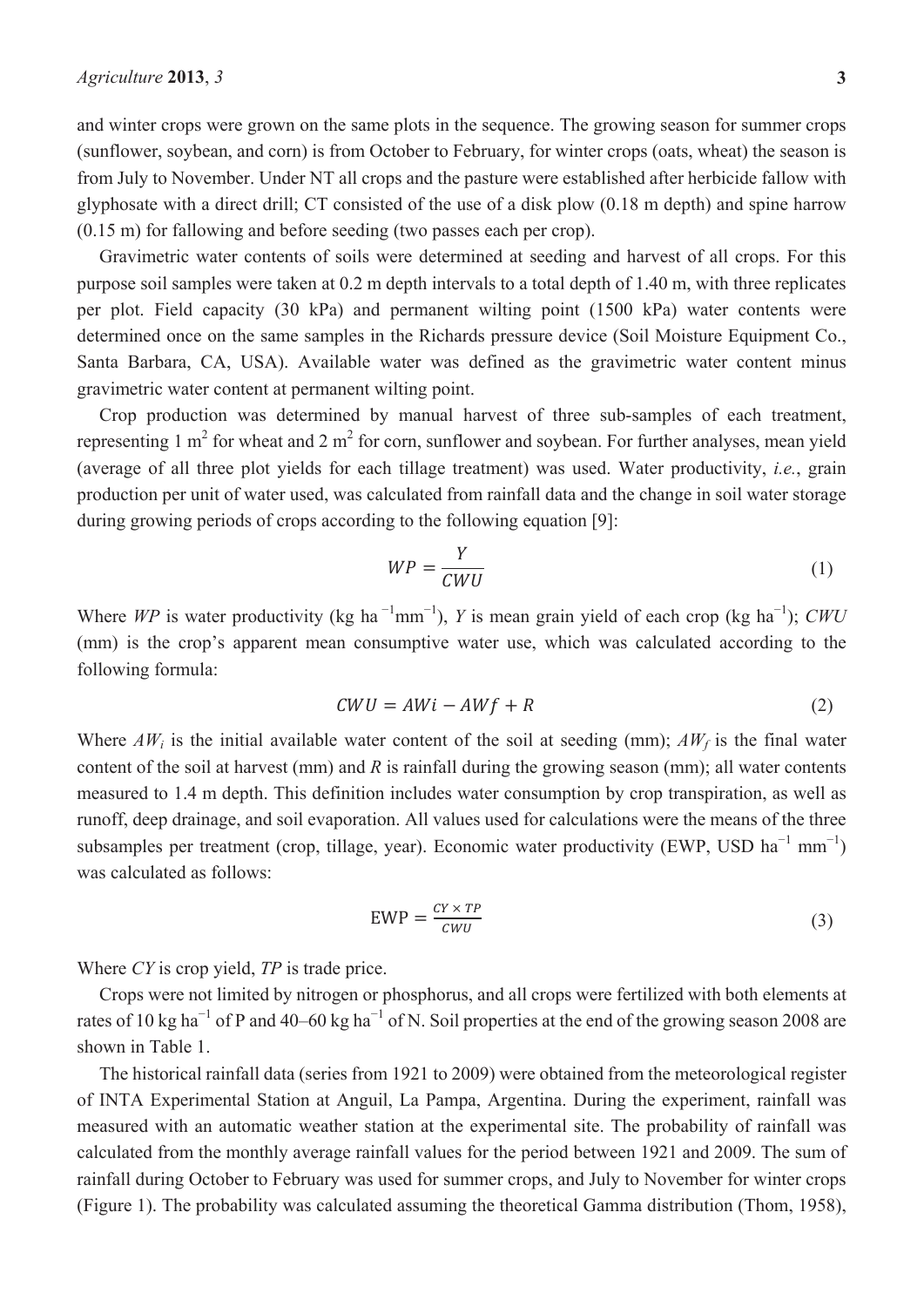and winter crops were grown on the same plots in the sequence. The growing season for summer crops (sunflower, soybean, and corn) is from October to February, for winter crops (oats, wheat) the season is from July to November. Under NT all crops and the pasture were established after herbicide fallow with glyphosate with a direct drill; CT consisted of the use of a disk plow (0.18 m depth) and spine harrow (0.15 m) for fallowing and before seeding (two passes each per crop).

Gravimetric water contents of soils were determined at seeding and harvest of all crops. For this purpose soil samples were taken at 0.2 m depth intervals to a total depth of 1.40 m, with three replicates per plot. Field capacity (30 kPa) and permanent wilting point (1500 kPa) water contents were determined once on the same samples in the Richards pressure device (Soil Moisture Equipment Co., Santa Barbara, CA, USA). Available water was defined as the gravimetric water content minus gravimetric water content at permanent wilting point.

Crop production was determined by manual harvest of three sub-samples of each treatment, representing 1 $m^2$ for wheat and 2 $m^2$ for corn, sunflower and soybean. For further analyses, mean yield (average of all three plot yields for each tillage treatment) was used. Water productivity, *i.e.*, grain production per unit of water used, was calculated from rainfall data and the change in soil water storage during growing periods of crops according to the following equation [9]:

$$WP = \frac{Y}{CWU} \tag{1}$$

Where *WP* is water productivity (kg $ha^{-1}mm^{-1}$), *Y* is mean grain yield of each crop (kg $ha^{-1}$); *CWU* (mm) is the crop's apparent mean consumptive water use, which was calculated according to the following formula:

$$CWU = AWi - AWf + R \tag{2}$$

Where $AW_i$ is the initial available water content of the soil at seeding (mm); $AW_f$ is the final water content of the soil at harvest (mm) and *R* is rainfall during the growing season (mm); all water contents measured to 1.4 m depth. This definition includes water consumption by crop transpiration, as well as runoff, deep drainage, and soil evaporation. All values used for calculations were the means of the three subsamples per treatment (crop, tillage, year). Economic water productivity (EWP, USD $ha^{-1}$ $mm^{-1}$) was calculated as follows:

$$\text{EWP} = \frac{CY \times TP}{CWU} \tag{3}$$

Where *CY* is crop yield, *TP* is trade price.

Crops were not limited by nitrogen or phosphorus, and all crops were fertilized with both elements at rates of 10 kg $ha^{-1}$ of P and 40–60 kg $ha^{-1}$ of N. Soil properties at the end of the growing season 2008 are shown in Table 1.

The historical rainfall data (series from 1921 to 2009) were obtained from the meteorological register of INTA Experimental Station at Anguil, La Pampa, Argentina. During the experiment, rainfall was measured with an automatic weather station at the experimental site. The probability of rainfall was calculated from the monthly average rainfall values for the period between 1921 and 2009. The sum of rainfall during October to February was used for summer crops, and July to November for winter crops (Figure 1). The probability was calculated assuming the theoretical Gamma distribution (Thom, 1958),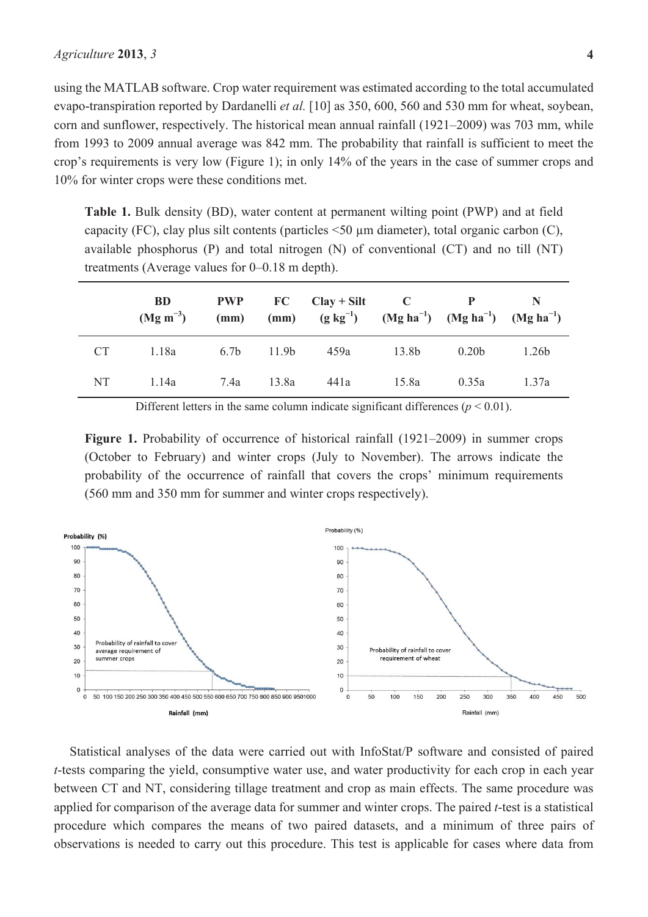using the MATLAB software. Crop water requirement was estimated according to the total accumulated evapo-transpiration reported by Dardanelli *et al.* [10] as 350, 600, 560 and 530 mm for wheat, soybean, corn and sunflower, respectively. The historical mean annual rainfall (1921–2009) was 703 mm, while from 1993 to 2009 annual average was 842 mm. The probability that rainfall is sufficient to meet the crop's requirements is very low (Figure 1); in only 14% of the years in the case of summer crops and 10% for winter crops were these conditions met.

**Table 1.** Bulk density (BD), water content at permanent wilting point (PWP) and at field capacity (FC), clay plus silt contents (particles <50 µm diameter), total organic carbon (C), available phosphorus (P) and total nitrogen (N) of conventional (CT) and no till (NT) treatments (Average values for 0–0.18 m depth).

| | BD ($Mg\ m^{-3}$) | PWP (mm) | FC (mm) | Clay + Silt ($g\ kg^{-1}$) | C ($Mg\ ha^{-1}$) | P ($Mg\ ha^{-1}$) | N ($Mg\ ha^{-1}$) |
|---|---|---|---|---|---|---|---|
| CT | 1.18a | 6.7b | 11.9b | 459a | 13.8b | 0.20b | 1.26b |
| NT | 1.14a | 7.4a | 13.8a | 441a | 15.8a | 0.35a | 1.37a |

Different letters in the same column indicate significant differences ($p < 0.01$).

**Figure 1.** Probability of occurrence of historical rainfall (1921–2009) in summer crops (October to February) and winter crops (July to November). The arrows indicate the probability of the occurrence of rainfall that covers the crops' minimum requirements (560 mm and 350 mm for summer and winter crops respectively).

Statistical analyses of the data were carried out with InfoStat/P software and consisted of paired *t*-tests comparing the yield, consumptive water use, and water productivity for each crop in each year between CT and NT, considering tillage treatment and crop as main effects. The same procedure was applied for comparison of the average data for summer and winter crops. The paired *t*-test is a statistical procedure which compares the means of two paired datasets, and a minimum of three pairs of observations is needed to carry out this procedure. This test is applicable for cases where data from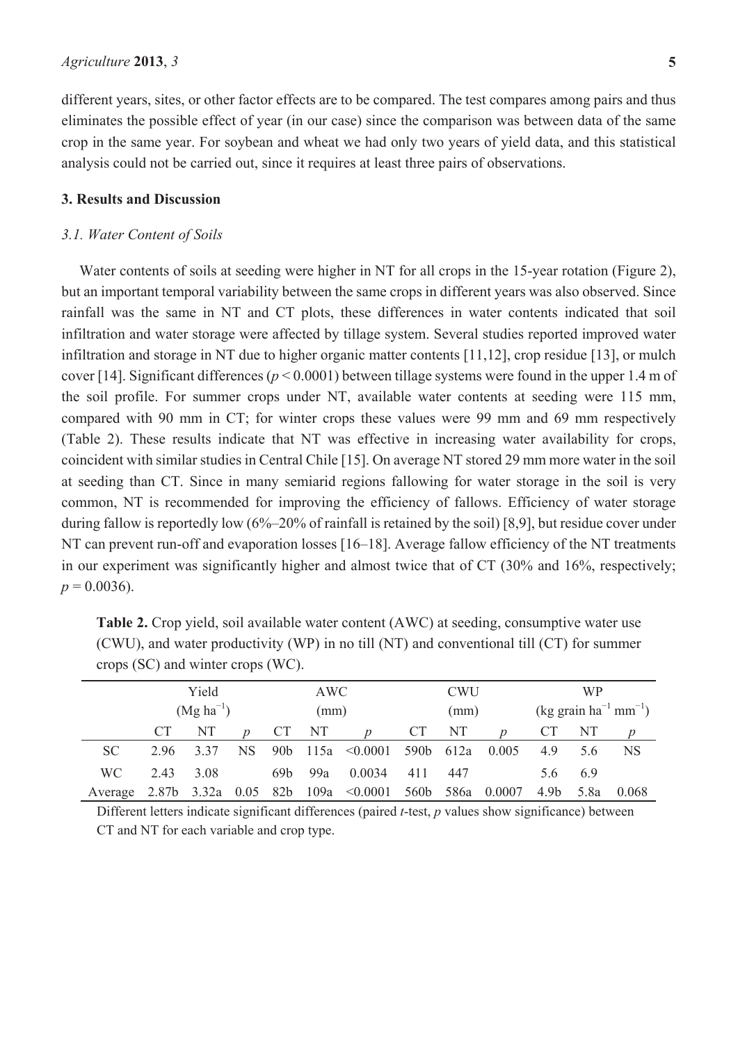different years, sites, or other factor effects are to be compared. The test compares among pairs and thus eliminates the possible effect of year (in our case) since the comparison was between data of the same crop in the same year. For soybean and wheat we had only two years of yield data, and this statistical analysis could not be carried out, since it requires at least three pairs of observations.

## 3. Results and Discussion

### *3.1. Water Content of Soils*

Water contents of soils at seeding were higher in NT for all crops in the 15-year rotation (Figure 2), but an important temporal variability between the same crops in different years was also observed. Since rainfall was the same in NT and CT plots, these differences in water contents indicated that soil infiltration and water storage were affected by tillage system. Several studies reported improved water infiltration and storage in NT due to higher organic matter contents [11,12], crop residue [13], or mulch cover [14]. Significant differences ($p < 0.0001$) between tillage systems were found in the upper 1.4 m of the soil profile. For summer crops under NT, available water contents at seeding were 115 mm, compared with 90 mm in CT; for winter crops these values were 99 mm and 69 mm respectively (Table 2). These results indicate that NT was effective in increasing water availability for crops, coincident with similar studies in Central Chile [15]. On average NT stored 29 mm more water in the soil at seeding than CT. Since in many semiarid regions fallowing for water storage in the soil is very common, NT is recommended for improving the efficiency of fallows. Efficiency of water storage during fallow is reportedly low (6%–20% of rainfall is retained by the soil) [8,9], but residue cover under NT can prevent run-off and evaporation losses [16–18]. Average fallow efficiency of the NT treatments in our experiment was significantly higher and almost twice that of CT (30% and 16%, respectively; $p = 0.0036$).

**Table 2.** Crop yield, soil available water content (AWC) at seeding, consumptive water use (CWU), and water productivity (WP) in no till (NT) and conventional till (CT) for summer crops (SC) and winter crops (WC).

| | Yield ($Mg\ ha^{-1}$) | | | AWC (mm) | | | CWU (mm) | | | WP (kg grain $ha^{-1}$ $mm^{-1}$) | | |
|---|---|---|---|---|---|---|---|---|---|---|---|---|
| | CT | NT | $p$ | CT | NT | $p$ | CT | NT | $p$ | CT | NT | $p$ |
| SC | 2.96 | 3.37 | NS | 90b | 115a | <0.0001 | 590b | 612a | 0.005 | 4.9 | 5.6 | NS |
| WC | 2.43 | 3.08 | | 69b | 99a | 0.0034 | 411 | 447 | | 5.6 | 6.9 | |
| Average | 2.87b | 3.32a | 0.05 | 82b | 109a | <0.0001 | 560b | 586a | 0.0007 | 4.9b | 5.8a | 0.068 |

Different letters indicate significant differences (paired *t*-test, *p* values show significance) between CT and NT for each variable and crop type.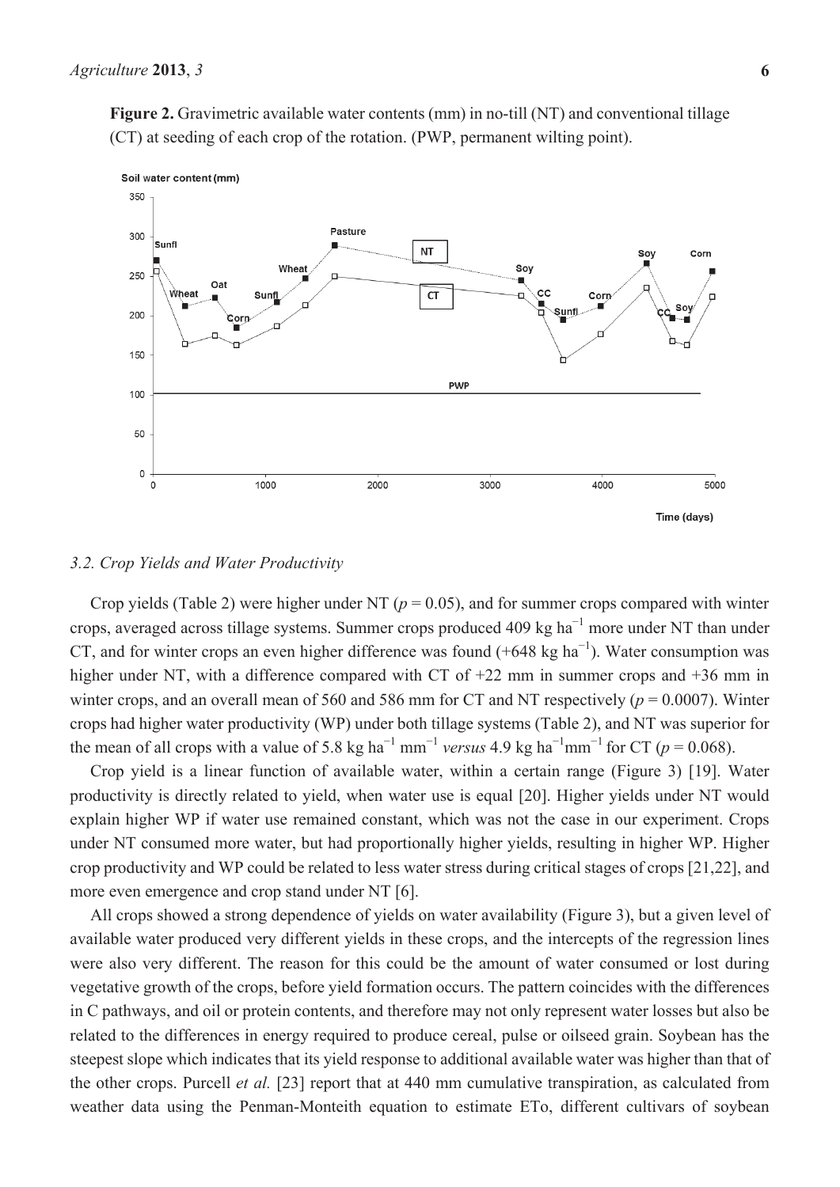**Figure 2.** Gravimetric available water contents (mm) in no-till (NT) and conventional tillage (CT) at seeding of each crop of the rotation. (PWP, permanent wilting point).

### 3.2. Crop Yields and Water Productivity

Crop yields (Table 2) were higher under NT ($p = 0.05$), and for summer crops compared with winter crops, averaged across tillage systems. Summer crops produced 409 kg ha$^{-1}$ more under NT than under CT, and for winter crops an even higher difference was found (+648 kg ha$^{-1}$). Water consumption was higher under NT, with a difference compared with CT of +22 mm in summer crops and +36 mm in winter crops, and an overall mean of 560 and 586 mm for CT and NT respectively ($p = 0.0007$). Winter crops had higher water productivity (WP) under both tillage systems (Table 2), and NT was superior for the mean of all crops with a value of 5.8 kg ha$^{-1}$ mm$^{-1}$ *versus* 4.9 kg ha$^{-1}$mm$^{-1}$ for CT ($p = 0.068$).

Crop yield is a linear function of available water, within a certain range (Figure 3) [19]. Water productivity is directly related to yield, when water use is equal [20]. Higher yields under NT would explain higher WP if water use remained constant, which was not the case in our experiment. Crops under NT consumed more water, but had proportionally higher yields, resulting in higher WP. Higher crop productivity and WP could be related to less water stress during critical stages of crops [21,22], and more even emergence and crop stand under NT [6].

All crops showed a strong dependence of yields on water availability (Figure 3), but a given level of available water produced very different yields in these crops, and the intercepts of the regression lines were also very different. The reason for this could be the amount of water consumed or lost during vegetative growth of the crops, before yield formation occurs. The pattern coincides with the differences in C pathways, and oil or protein contents, and therefore may not only represent water losses but also be related to the differences in energy required to produce cereal, pulse or oilseed grain. Soybean has the steepest slope which indicates that its yield response to additional available water was higher than that of the other crops. Purcell *et al.* [23] report that at 440 mm cumulative transpiration, as calculated from weather data using the Penman-Monteith equation to estimate ETo, different cultivars of soybean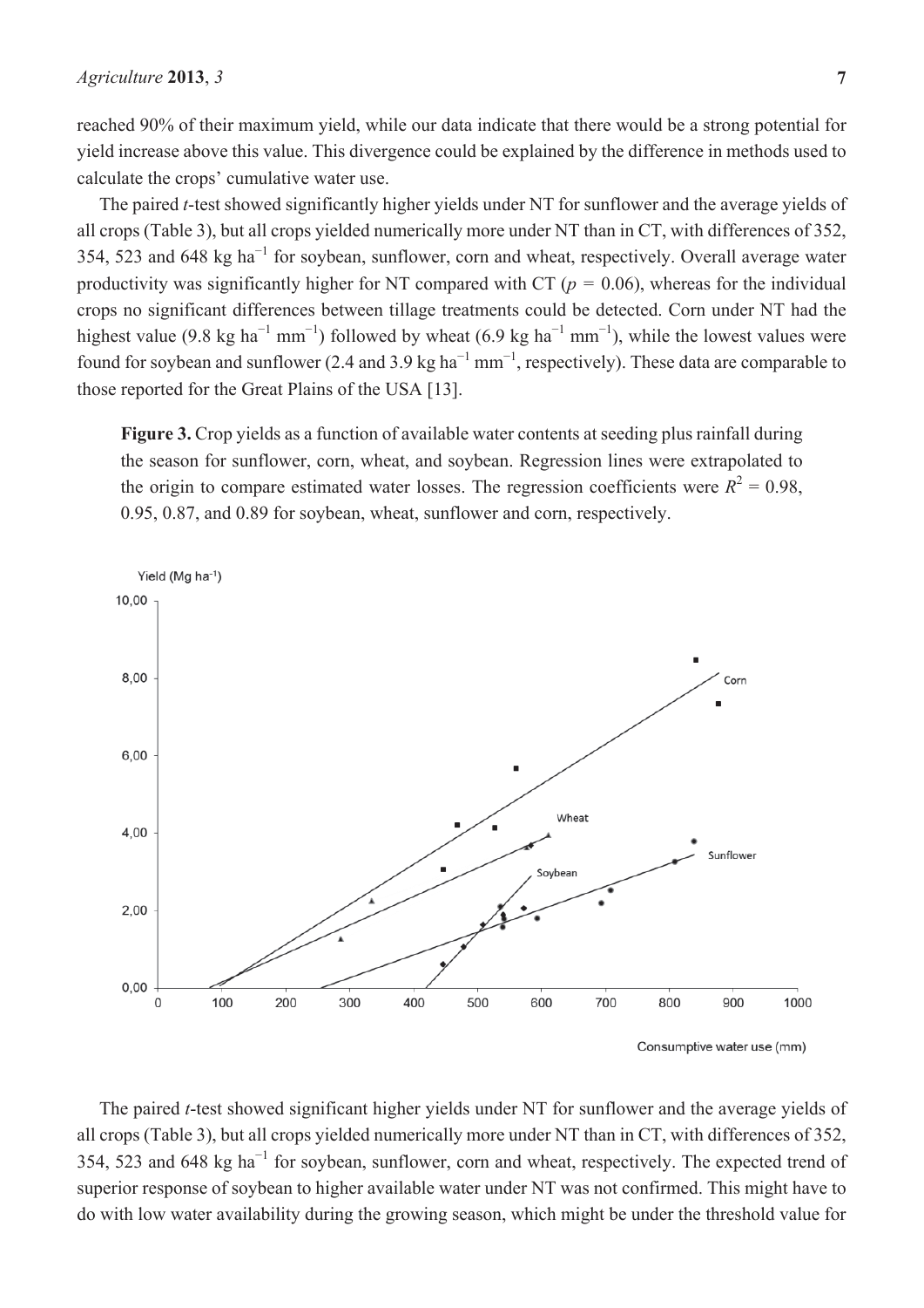reached 90% of their maximum yield, while our data indicate that there would be a strong potential for yield increase above this value. This divergence could be explained by the difference in methods used to calculate the crops' cumulative water use.

The paired *t*-test showed significantly higher yields under NT for sunflower and the average yields of all crops (Table 3), but all crops yielded numerically more under NT than in CT, with differences of 352, 354, 523 and 648 kg ha$^{-1}$ for soybean, sunflower, corn and wheat, respectively. Overall average water productivity was significantly higher for NT compared with CT ($p$ = 0.06), whereas for the individual crops no significant differences between tillage treatments could be detected. Corn under NT had the highest value (9.8 kg ha$^{-1}$ mm$^{-1}$) followed by wheat (6.9 kg ha$^{-1}$ mm$^{-1}$), while the lowest values were found for soybean and sunflower (2.4 and 3.9 kg ha$^{-1}$ mm$^{-1}$, respectively). These data are comparable to those reported for the Great Plains of the USA [13].

**Figure 3.** Crop yields as a function of available water contents at seeding plus rainfall during the season for sunflower, corn, wheat, and soybean. Regression lines were extrapolated to the origin to compare estimated water losses. The regression coefficients were $R^2$ = 0.98, 0.95, 0.87, and 0.89 for soybean, wheat, sunflower and corn, respectively.

The paired *t*-test showed significant higher yields under NT for sunflower and the average yields of all crops (Table 3), but all crops yielded numerically more under NT than in CT, with differences of 352, 354, 523 and 648 kg ha$^{-1}$ for soybean, sunflower, corn and wheat, respectively. The expected trend of superior response of soybean to higher available water under NT was not confirmed. This might have to do with low water availability during the growing season, which might be under the threshold value for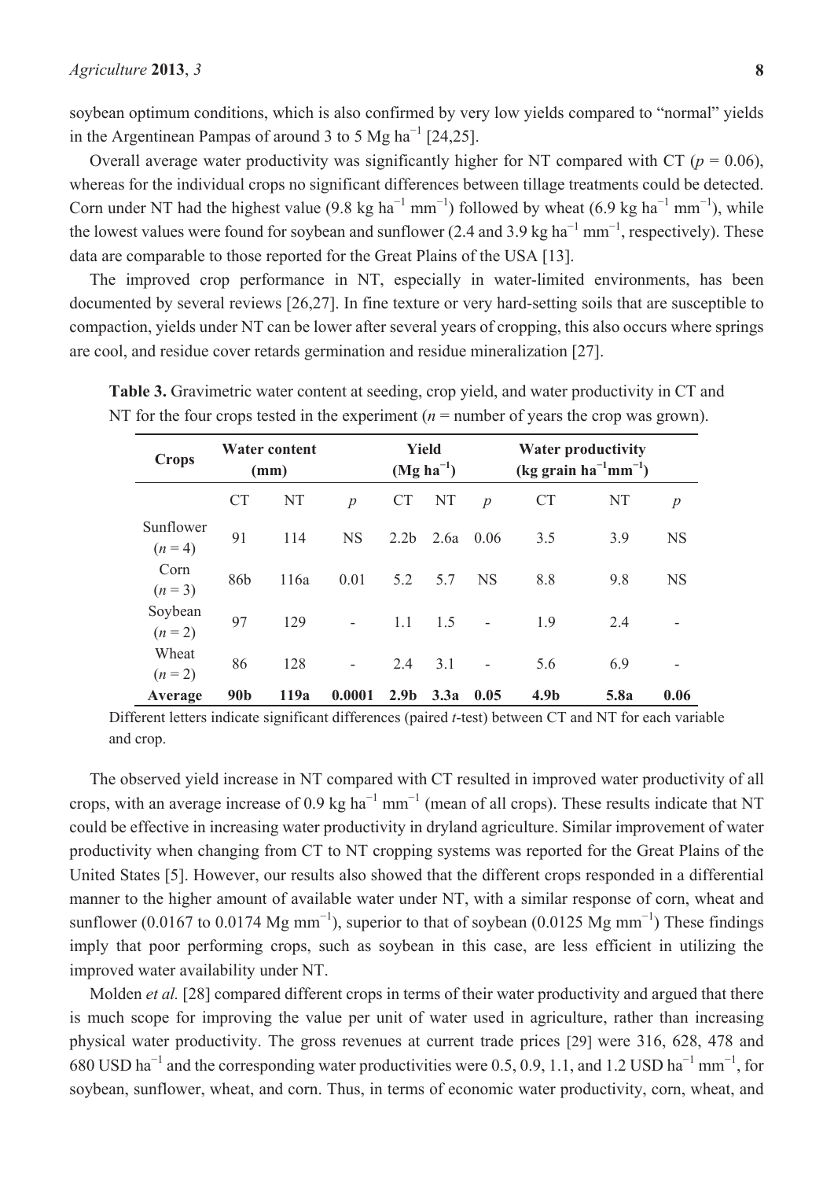soybean optimum conditions, which is also confirmed by very low yields compared to "normal" yields in the Argentinean Pampas of around 3 to 5 Mg ha$^{-1}$ [24,25].

Overall average water productivity was significantly higher for NT compared with CT ($p = 0.06$), whereas for the individual crops no significant differences between tillage treatments could be detected. Corn under NT had the highest value (9.8 kg ha$^{-1}$ mm$^{-1}$) followed by wheat (6.9 kg ha$^{-1}$ mm$^{-1}$), while the lowest values were found for soybean and sunflower (2.4 and 3.9 kg ha$^{-1}$ mm$^{-1}$, respectively). These data are comparable to those reported for the Great Plains of the USA [13].

The improved crop performance in NT, especially in water-limited environments, has been documented by several reviews [26,27]. In fine texture or very hard-setting soils that are susceptible to compaction, yields under NT can be lower after several years of cropping, this also occurs where springs are cool, and residue cover retards germination and residue mineralization [27].

**Table 3.** Gravimetric water content at seeding, crop yield, and water productivity in CT and NT for the four crops tested in the experiment ($n$ = number of years the crop was grown).

| Crops | Water content (mm) | | | Yield (Mg ha$^{-1}$) | | | Water productivity (kg grain ha$^{-1}$mm$^{-1}$) | | |
|---|---|---|---|---|---|---|---|---|---|
| | CT | NT | $p$ | CT | NT | $p$ | CT | NT | $p$ |
| Sunflower ($n = 4$) | 91 | 114 | NS | 2.2b | 2.6a | 0.06 | 3.5 | 3.9 | NS |
| Corn ($n = 3$) | 86b | 116a | 0.01 | 5.2 | 5.7 | NS | 8.8 | 9.8 | NS |
| Soybean ($n = 2$) | 97 | 129 | - | 1.1 | 1.5 | - | 1.9 | 2.4 | - |
| Wheat ($n = 2$) | 86 | 128 | - | 2.4 | 3.1 | - | 5.6 | 6.9 | - |
| **Average** | **90b** | **119a** | **0.0001** | **2.9b** | **3.3a** | **0.05** | **4.9b** | **5.8a** | **0.06** |

Different letters indicate significant differences (paired *t*-test) between CT and NT for each variable and crop.

The observed yield increase in NT compared with CT resulted in improved water productivity of all crops, with an average increase of 0.9 kg ha$^{-1}$ mm$^{-1}$ (mean of all crops). These results indicate that NT could be effective in increasing water productivity in dryland agriculture. Similar improvement of water productivity when changing from CT to NT cropping systems was reported for the Great Plains of the United States [5]. However, our results also showed that the different crops responded in a differential manner to the higher amount of available water under NT, with a similar response of corn, wheat and sunflower (0.0167 to 0.0174 Mg mm$^{-1}$), superior to that of soybean (0.0125 Mg mm$^{-1}$) These findings imply that poor performing crops, such as soybean in this case, are less efficient in utilizing the improved water availability under NT.

Molden *et al.* [28] compared different crops in terms of their water productivity and argued that there is much scope for improving the value per unit of water used in agriculture, rather than increasing physical water productivity. The gross revenues at current trade prices [29] were 316, 628, 478 and 680 USD ha$^{-1}$ and the corresponding water productivities were 0.5, 0.9, 1.1, and 1.2 USD ha$^{-1}$ mm$^{-1}$, for soybean, sunflower, wheat, and corn. Thus, in terms of economic water productivity, corn, wheat, and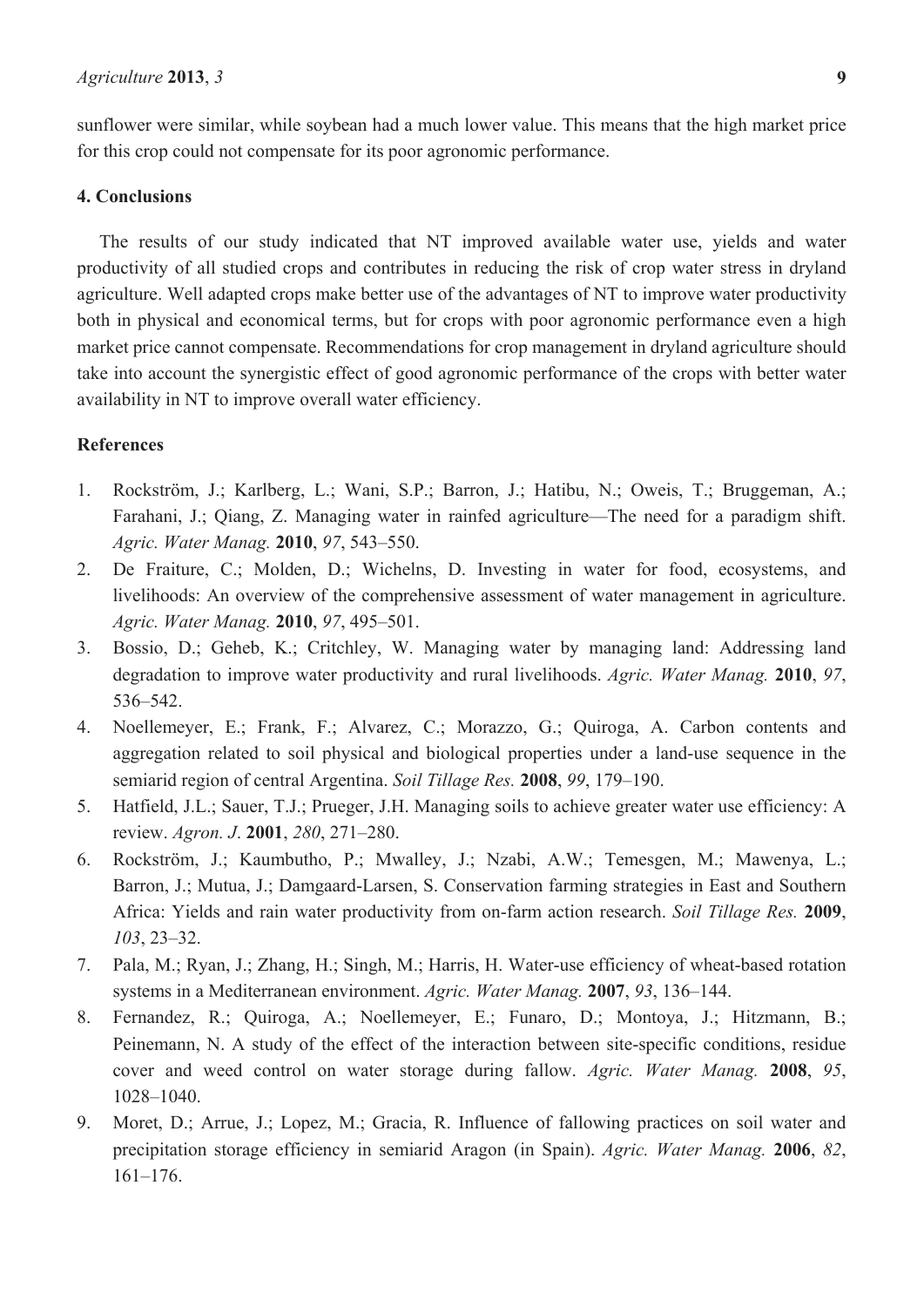sunflower were similar, while soybean had a much lower value. This means that the high market price for this crop could not compensate for its poor agronomic performance.

## 4. Conclusions

The results of our study indicated that NT improved available water use, yields and water productivity of all studied crops and contributes in reducing the risk of crop water stress in dryland agriculture. Well adapted crops make better use of the advantages of NT to improve water productivity both in physical and economical terms, but for crops with poor agronomic performance even a high market price cannot compensate. Recommendations for crop management in dryland agriculture should take into account the synergistic effect of good agronomic performance of the crops with better water availability in NT to improve overall water efficiency.

## References

1. Rockström, J.; Karlberg, L.; Wani, S.P.; Barron, J.; Hatibu, N.; Oweis, T.; Bruggeman, A.; Farahani, J.; Qiang, Z. Managing water in rainfed agriculture—The need for a paradigm shift. *Agric. Water Manag.* **2010**, *97*, 543–550.
2. De Fraiture, C.; Molden, D.; Wichelns, D. Investing in water for food, ecosystems, and livelihoods: An overview of the comprehensive assessment of water management in agriculture. *Agric. Water Manag.* **2010**, *97*, 495–501.
3. Bossio, D.; Geheb, K.; Critchley, W. Managing water by managing land: Addressing land degradation to improve water productivity and rural livelihoods. *Agric. Water Manag.* **2010**, *97*, 536–542.
4. Noellemeyer, E.; Frank, F.; Alvarez, C.; Morazzo, G.; Quiroga, A. Carbon contents and aggregation related to soil physical and biological properties under a land-use sequence in the semiarid region of central Argentina. *Soil Tillage Res.* **2008**, *99*, 179–190.
5. Hatfield, J.L.; Sauer, T.J.; Prueger, J.H. Managing soils to achieve greater water use efficiency: A review. *Agron. J.* **2001**, *280*, 271–280.
6. Rockström, J.; Kaumbutho, P.; Mwalley, J.; Nzabi, A.W.; Temesgen, M.; Mawenya, L.; Barron, J.; Mutua, J.; Damgaard-Larsen, S. Conservation farming strategies in East and Southern Africa: Yields and rain water productivity from on-farm action research. *Soil Tillage Res.* **2009**, *103*, 23–32.
7. Pala, M.; Ryan, J.; Zhang, H.; Singh, M.; Harris, H. Water-use efficiency of wheat-based rotation systems in a Mediterranean environment. *Agric. Water Manag.* **2007**, *93*, 136–144.
8. Fernandez, R.; Quiroga, A.; Noellemeyer, E.; Funaro, D.; Montoya, J.; Hitzmann, B.; Peinemann, N. A study of the effect of the interaction between site-specific conditions, residue cover and weed control on water storage during fallow. *Agric. Water Manag.* **2008**, *95*, 1028–1040.
9. Moret, D.; Arrue, J.; Lopez, M.; Gracia, R. Influence of fallowing practices on soil water and precipitation storage efficiency in semiarid Aragon (in Spain). *Agric. Water Manag.* **2006**, *82*, 161–176.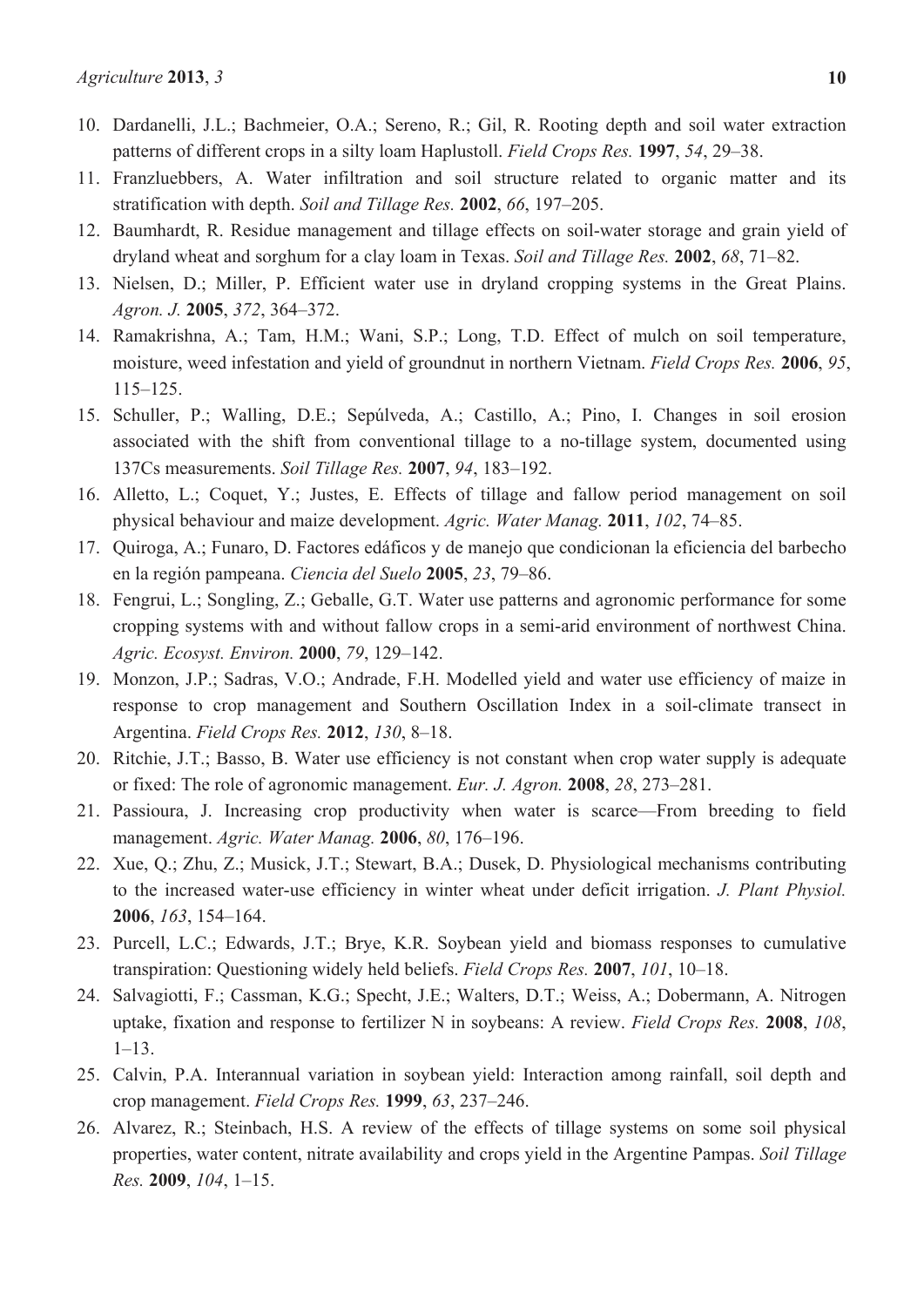10. Dardanelli, J.L.; Bachmeier, O.A.; Sereno, R.; Gil, R. Rooting depth and soil water extraction patterns of different crops in a silty loam Haplustoll. *Field Crops Res.* **1997**, *54*, 29–38.
11. Franzluebbers, A. Water infiltration and soil structure related to organic matter and its stratification with depth. *Soil and Tillage Res.* **2002**, *66*, 197–205.
12. Baumhardt, R. Residue management and tillage effects on soil-water storage and grain yield of dryland wheat and sorghum for a clay loam in Texas. *Soil and Tillage Res.* **2002**, *68*, 71–82.
13. Nielsen, D.; Miller, P. Efficient water use in dryland cropping systems in the Great Plains. *Agron. J.* **2005**, *372*, 364–372.
14. Ramakrishna, A.; Tam, H.M.; Wani, S.P.; Long, T.D. Effect of mulch on soil temperature, moisture, weed infestation and yield of groundnut in northern Vietnam. *Field Crops Res.* **2006**, *95*, 115–125.
15. Schuller, P.; Walling, D.E.; Sepúlveda, A.; Castillo, A.; Pino, I. Changes in soil erosion associated with the shift from conventional tillage to a no-tillage system, documented using 137Cs measurements. *Soil Tillage Res.* **2007**, *94*, 183–192.
16. Alletto, L.; Coquet, Y.; Justes, E. Effects of tillage and fallow period management on soil physical behaviour and maize development. *Agric. Water Manag.* **2011**, *102*, 74–85.
17. Quiroga, A.; Funaro, D. Factores edáficos y de manejo que condicionan la eficiencia del barbecho en la región pampeana. *Ciencia del Suelo* **2005**, *23*, 79–86.
18. Fengrui, L.; Songling, Z.; Geballe, G.T. Water use patterns and agronomic performance for some cropping systems with and without fallow crops in a semi-arid environment of northwest China. *Agric. Ecosyst. Environ.* **2000**, *79*, 129–142.
19. Monzon, J.P.; Sadras, V.O.; Andrade, F.H. Modelled yield and water use efficiency of maize in response to crop management and Southern Oscillation Index in a soil-climate transect in Argentina. *Field Crops Res.* **2012**, *130*, 8–18.
20. Ritchie, J.T.; Basso, B. Water use efficiency is not constant when crop water supply is adequate or fixed: The role of agronomic management. *Eur. J. Agron.* **2008**, *28*, 273–281.
21. Passioura, J. Increasing crop productivity when water is scarce—From breeding to field management. *Agric. Water Manag.* **2006**, *80*, 176–196.
22. Xue, Q.; Zhu, Z.; Musick, J.T.; Stewart, B.A.; Dusek, D. Physiological mechanisms contributing to the increased water-use efficiency in winter wheat under deficit irrigation. *J. Plant Physiol.* **2006**, *163*, 154–164.
23. Purcell, L.C.; Edwards, J.T.; Brye, K.R. Soybean yield and biomass responses to cumulative transpiration: Questioning widely held beliefs. *Field Crops Res.* **2007**, *101*, 10–18.
24. Salvagiotti, F.; Cassman, K.G.; Specht, J.E.; Walters, D.T.; Weiss, A.; Dobermann, A. Nitrogen uptake, fixation and response to fertilizer N in soybeans: A review. *Field Crops Res.* **2008**, *108*, 1–13.
25. Calvin, P.A. Interannual variation in soybean yield: Interaction among rainfall, soil depth and crop management. *Field Crops Res.* **1999**, *63*, 237–246.
26. Alvarez, R.; Steinbach, H.S. A review of the effects of tillage systems on some soil physical properties, water content, nitrate availability and crops yield in the Argentine Pampas. *Soil Tillage Res.* **2009**, *104*, 1–15.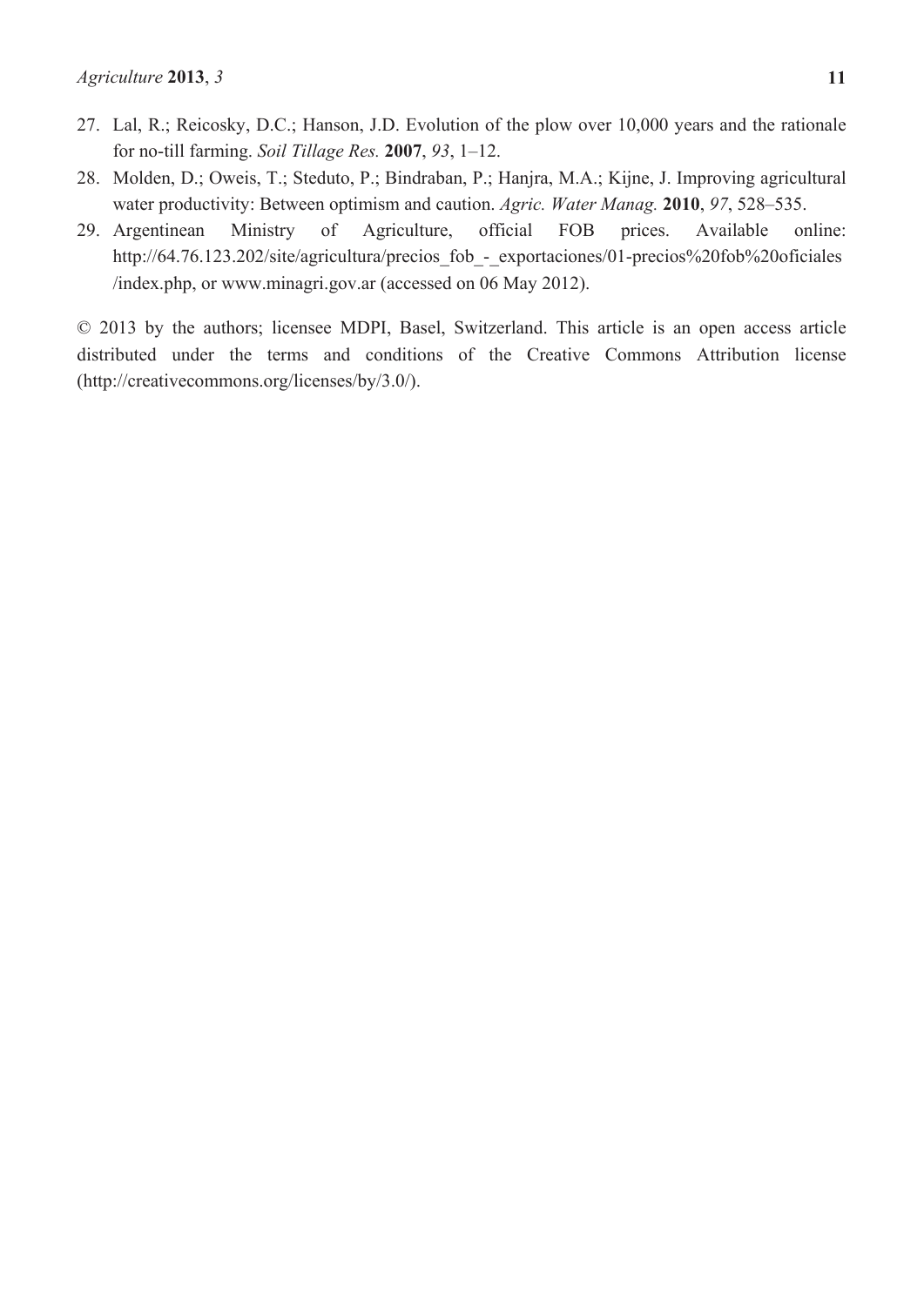27. Lal, R.; Reicosky, D.C.; Hanson, J.D. Evolution of the plow over 10,000 years and the rationale for no-till farming. *Soil Tillage Res.* **2007**, *93*, 1–12.
28. Molden, D.; Oweis, T.; Steduto, P.; Bindraban, P.; Hanjra, M.A.; Kijne, J. Improving agricultural water productivity: Between optimism and caution. *Agric. Water Manag.* **2010**, *97*, 528–535.
29. Argentinean Ministry of Agriculture, official FOB prices. Available online: http://64.76.123.202/site/agricultura/precios_fob_-_exportaciones/01-precios%20fob%20oficiales/index.php, or www.minagri.gov.ar (accessed on 06 May 2012).

© 2013 by the authors; licensee MDPI, Basel, Switzerland. This article is an open access article distributed under the terms and conditions of the Creative Commons Attribution license (http://creativecommons.org/licenses/by/3.0/).